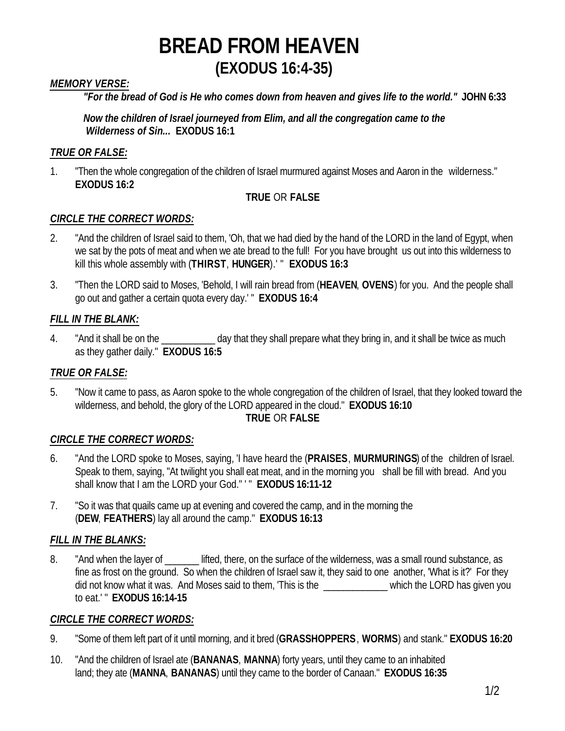# BREAD FROM HEAVEN
## (EXODUS 16:4-35)

***MEMORY VERSE:***

***"For the bread of God is He who comes down from heaven and gives life to the world."*** **JOHN 6:33**

***Now the children of Israel journeyed from Elim, and all the congregation came to the Wilderness of Sin...*** **EXODUS 16:1**

***TRUE OR FALSE:***

1. "Then the whole congregation of the children of Israel murmured against Moses and Aaron in the wilderness." **EXODUS 16:2**

   **TRUE** OR **FALSE**

***CIRCLE THE CORRECT WORDS:***

2. "And the children of Israel said to them, 'Oh, that we had died by the hand of the LORD in the land of Egypt, when we sat by the pots of meat and when we ate bread to the full! For you have brought us out into this wilderness to kill this whole assembly with (**THIRST**, **HUNGER**).' " **EXODUS 16:3**

3. "Then the LORD said to Moses, 'Behold, I will rain bread from (**HEAVEN**, **OVENS**) for you. And the people shall go out and gather a certain quota every day.' " **EXODUS 16:4**

***FILL IN THE BLANK:***

4. "And it shall be on the __________ day that they shall prepare what they bring in, and it shall be twice as much as they gather daily." **EXODUS 16:5**

***TRUE OR FALSE:***

5. "Now it came to pass, as Aaron spoke to the whole congregation of the children of Israel, that they looked toward the wilderness, and behold, the glory of the LORD appeared in the cloud." **EXODUS 16:10**

   **TRUE** OR **FALSE**

***CIRCLE THE CORRECT WORDS:***

6. "And the LORD spoke to Moses, saying, 'I have heard the (**PRAISES**, **MURMURINGS**) of the children of Israel. Speak to them, saying, "At twilight you shall eat meat, and in the morning you shall be fill with bread. And you shall know that I am the LORD your God." ' " **EXODUS 16:11-12**

7. "So it was that quails came up at evening and covered the camp, and in the morning the (**DEW**, **FEATHERS**) lay all around the camp." **EXODUS 16:13**

***FILL IN THE BLANKS:***

8. "And when the layer of _______ lifted, there, on the surface of the wilderness, was a small round substance, as fine as frost on the ground. So when the children of Israel saw it, they said to one another, 'What is it?' For they did not know what it was. And Moses said to them, 'This is the _____________ which the LORD has given you to eat.' " **EXODUS 16:14-15**

***CIRCLE THE CORRECT WORDS:***

9. "Some of them left part of it until morning, and it bred (**GRASSHOPPERS**, **WORMS**) and stank." **EXODUS 16:20**

10. "And the children of Israel ate (**BANANAS**, **MANNA**) forty years, until they came to an inhabited land; they ate (**MANNA**, **BANANAS**) until they came to the border of Canaan." **EXODUS 16:35**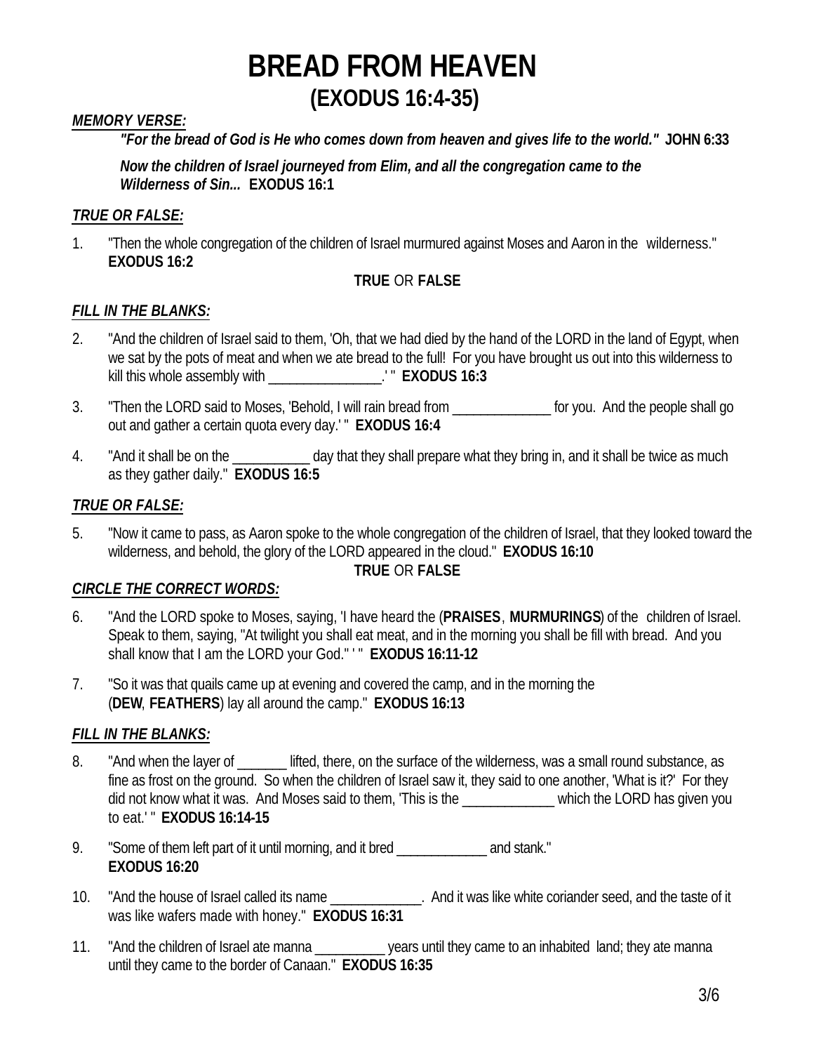# BREAD FROM HEAVEN
## (EXODUS 16:4-35)

***MEMORY VERSE:***

> ***"For the bread of God is He who comes down from heaven and gives life to the world."* JOHN 6:33**
>
> ***Now the children of Israel journeyed from Elim, and all the congregation came to the Wilderness of Sin...* EXODUS 16:1**

***TRUE OR FALSE:***

1. "Then the whole congregation of the children of Israel murmured against Moses and Aaron in the wilderness." **EXODUS 16:2**

   **TRUE** OR **FALSE**

***FILL IN THE BLANKS:***

2. "And the children of Israel said to them, 'Oh, that we had died by the hand of the LORD in the land of Egypt, when we sat by the pots of meat and when we ate bread to the full! For you have brought us out into this wilderness to kill this whole assembly with ________________.' " **EXODUS 16:3**

3. "Then the LORD said to Moses, 'Behold, I will rain bread from ______________ for you. And the people shall go out and gather a certain quota every day.' " **EXODUS 16:4**

4. "And it shall be on the __________ day that they shall prepare what they bring in, and it shall be twice as much as they gather daily." **EXODUS 16:5**

***TRUE OR FALSE:***

5. "Now it came to pass, as Aaron spoke to the whole congregation of the children of Israel, that they looked toward the wilderness, and behold, the glory of the LORD appeared in the cloud." **EXODUS 16:10**

   **TRUE** OR **FALSE**

***CIRCLE THE CORRECT WORDS:***

6. "And the LORD spoke to Moses, saying, 'I have heard the (**PRAISES**, **MURMURINGS**) of the children of Israel. Speak to them, saying, "At twilight you shall eat meat, and in the morning you shall be fill with bread. And you shall know that I am the LORD your God." ' " **EXODUS 16:11-12**

7. "So it was that quails came up at evening and covered the camp, and in the morning the (**DEW**, **FEATHERS**) lay all around the camp." **EXODUS 16:13**

***FILL IN THE BLANKS:***

8. "And when the layer of _______ lifted, there, on the surface of the wilderness, was a small round substance, as fine as frost on the ground. So when the children of Israel saw it, they said to one another, 'What is it?' For they did not know what it was. And Moses said to them, 'This is the _____________ which the LORD has given you to eat.' " **EXODUS 16:14-15**

9. "Some of them left part of it until morning, and it bred _____________ and stank." **EXODUS 16:20**

10. "And the house of Israel called its name _____________. And it was like white coriander seed, and the taste of it was like wafers made with honey." **EXODUS 16:31**

11. "And the children of Israel ate manna __________ years until they came to an inhabited land; they ate manna until they came to the border of Canaan." **EXODUS 16:35**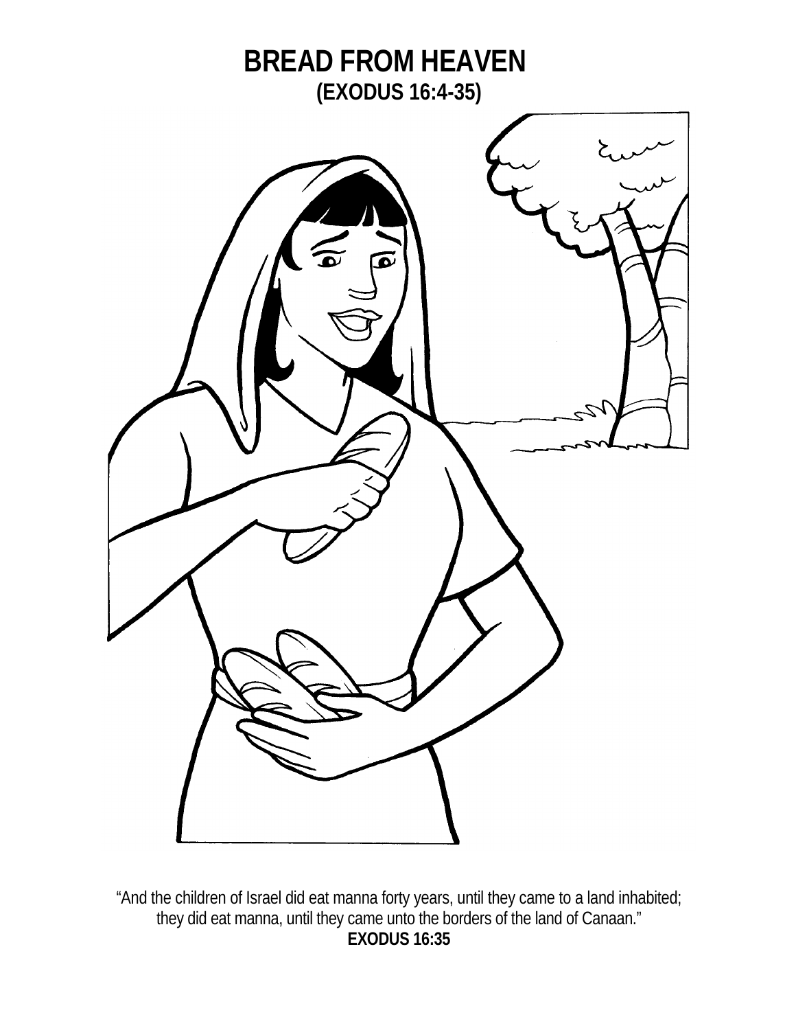# BREAD FROM HEAVEN

## (EXODUS 16:4-35)

"And the children of Israel did eat manna forty years, until they came to a land inhabited; they did eat manna, until they came unto the borders of the land of Canaan."

**EXODUS 16:35**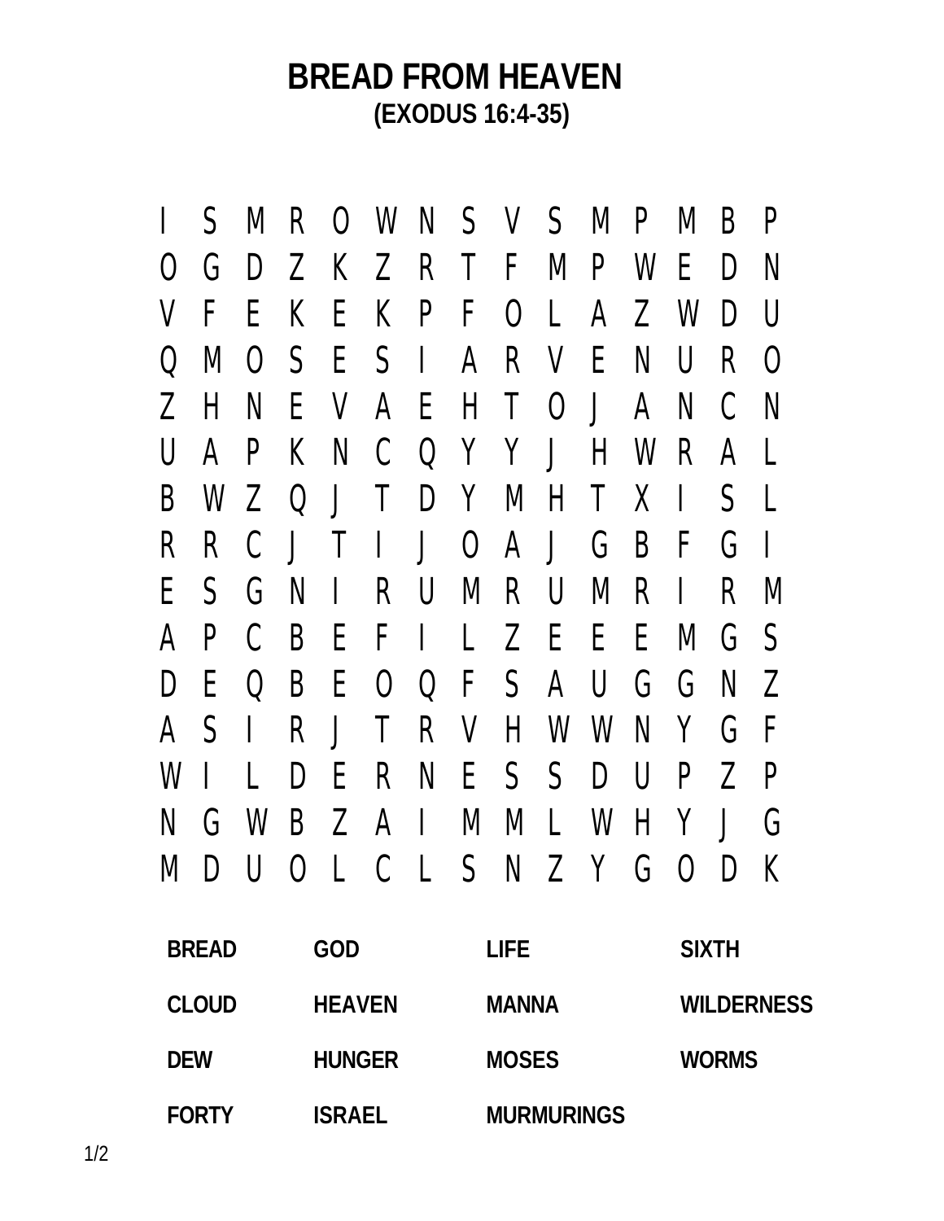# BREAD FROM HEAVEN

## (EXODUS 16:4-35)

```
I S M R O W N S V S M P M B P
O G D Z K Z R T F M P W E D N
V F E K E K P F O L A Z W D U
Q M O S E S I A R V E N U R O
Z H N E V A E H T O J A N C N
U A P K N C Q Y Y J H W R A L
B W Z Q J T D Y M H T X I S L
R R C J T I J O A J G B F G I
E S G N I R U M R U M R I R M
A P C B E F I L Z E E E M G S
D E Q B E O Q F S A U G G N Z
A S I R J T R V H W W N Y G F
W I L D E R N E S S D U P Z P
N G W B Z A I M M L W H Y J G
M D U O L C L S N Z Y G O D K
```

| | | | |
|---|---|---|---|
| **BREAD** | **GOD** | **LIFE** | **SIXTH** |
| **CLOUD** | **HEAVEN** | **MANNA** | **WILDERNESS** |
| **DEW** | **HUNGER** | **MOSES** | **WORMS** |
| **FORTY** | **ISRAEL** | **MURMURINGS** | |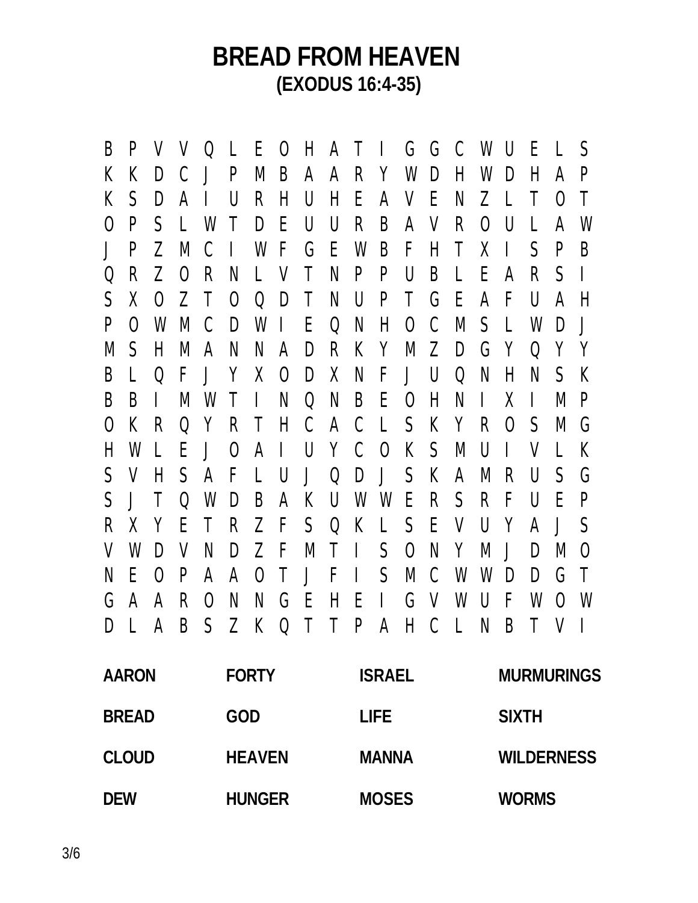# BREAD FROM HEAVEN

**(EXODUS 16:4-35)**

```
B P V V Q L E O H A T I G G C W U E L S
K K D C J P M B A A R Y W D H W D H A P
K S D A I U R H U H E A V E N Z L T O T
O P S L W T D E U U R B A V R O U L A W
J P Z M C I W F G E W B F H T X I S P B
Q R Z O R N L V T N P P U B L E A R S I
S X O Z T O Q D T N U P T G E A F U A H
P O W M C D W I E Q N H O C M S L W D J
M S H M A N N A D R K Y M Z D G Y Q Y Y
B L Q F J Y X O D X N F J U Q N H N S K
B B I M W T I N Q N B E O H N I X I M P
O K R Q Y R T H C A C L S K Y R O S M G
H W L E J O A I U Y C O K S M U I V L K
S V H S A F L U J Q D J S K A M R U S G
S J T Q W D B A K U W W E R S R F U E P
R X Y E T R Z F S Q K L S E V U Y A J S
V W D V N D Z F M T I S O N Y M J D M O
N E O P A A O T J F I S M C W W D D G T
G A A R O N N G E H E I G V W U F W O W
D L A B S Z K Q T T P A H C L N B T V I
```

| | | | |
|---|---|---|---|
| **AARON** | **FORTY** | **ISRAEL** | **MURMURINGS** |
| **BREAD** | **GOD** | **LIFE** | **SIXTH** |
| **CLOUD** | **HEAVEN** | **MANNA** | **WILDERNESS** |
| **DEW** | **HUNGER** | **MOSES** | **WORMS** |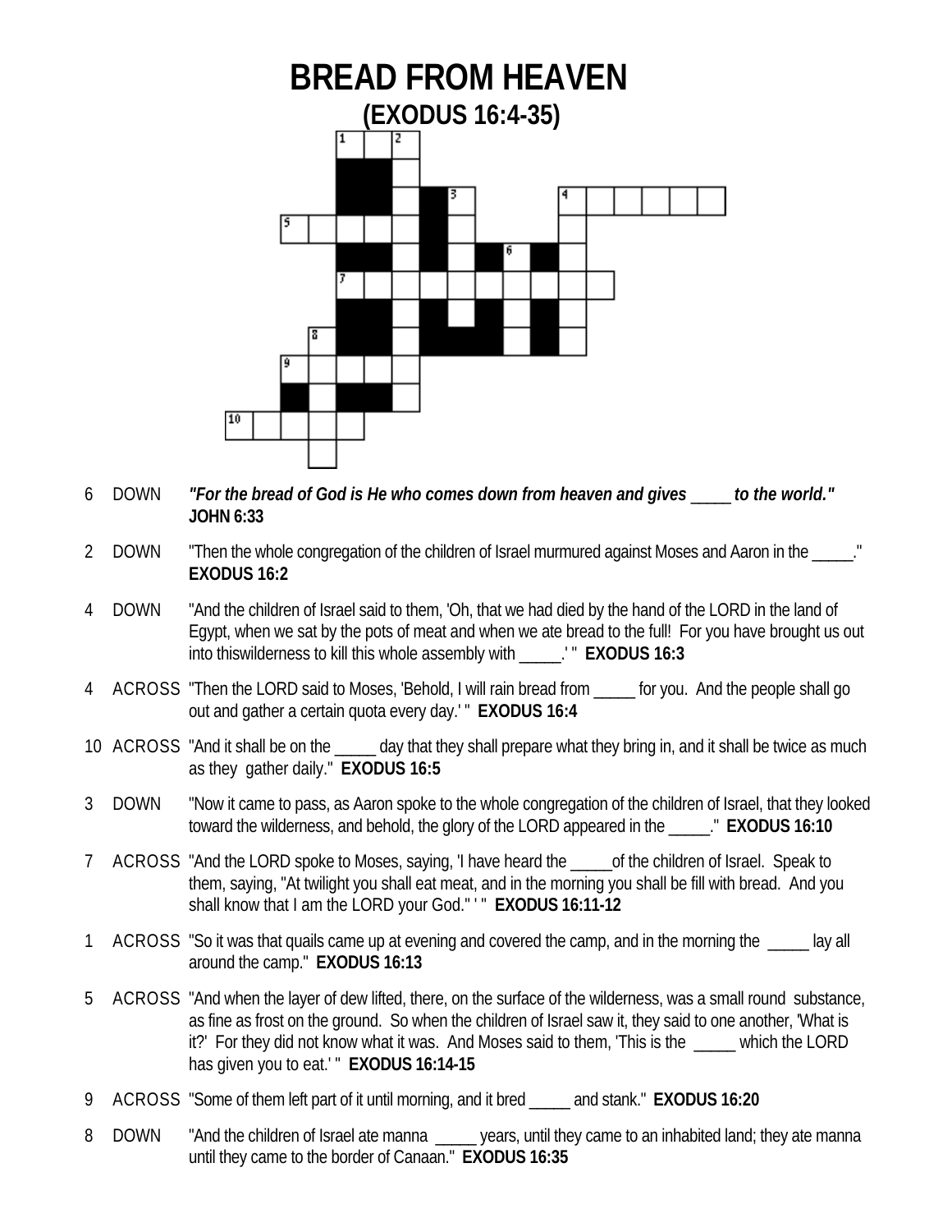# BREAD FROM HEAVEN

## (EXODUS 16:4-35)

6 DOWN ***"For the bread of God is He who comes down from heaven and gives _____ to the world." JOHN 6:33***

2 DOWN "Then the whole congregation of the children of Israel murmured against Moses and Aaron in the _____." **EXODUS 16:2**

4 DOWN "And the children of Israel said to them, 'Oh, that we had died by the hand of the LORD in the land of Egypt, when we sat by the pots of meat and when we ate bread to the full! For you have brought us out into thiswilderness to kill this whole assembly with _____.' " **EXODUS 16:3**

4 ACROSS "Then the LORD said to Moses, 'Behold, I will rain bread from _____ for you. And the people shall go out and gather a certain quota every day.' " **EXODUS 16:4**

10 ACROSS "And it shall be on the _____ day that they shall prepare what they bring in, and it shall be twice as much as they gather daily." **EXODUS 16:5**

3 DOWN "Now it came to pass, as Aaron spoke to the whole congregation of the children of Israel, that they looked toward the wilderness, and behold, the glory of the LORD appeared in the _____." **EXODUS 16:10**

7 ACROSS "And the LORD spoke to Moses, saying, 'I have heard the _____of the children of Israel. Speak to them, saying, "At twilight you shall eat meat, and in the morning you shall be fill with bread. And you shall know that I am the LORD your God." ' " **EXODUS 16:11-12**

1 ACROSS "So it was that quails came up at evening and covered the camp, and in the morning the _____ lay all around the camp." **EXODUS 16:13**

5 ACROSS "And when the layer of dew lifted, there, on the surface of the wilderness, was a small round substance, as fine as frost on the ground. So when the children of Israel saw it, they said to one another, 'What is it?' For they did not know what it was. And Moses said to them, 'This is the _____ which the LORD has given you to eat.' " **EXODUS 16:14-15**

9 ACROSS "Some of them left part of it until morning, and it bred _____ and stank." **EXODUS 16:20**

8 DOWN "And the children of Israel ate manna _____ years, until they came to an inhabited land; they ate manna until they came to the border of Canaan." **EXODUS 16:35**